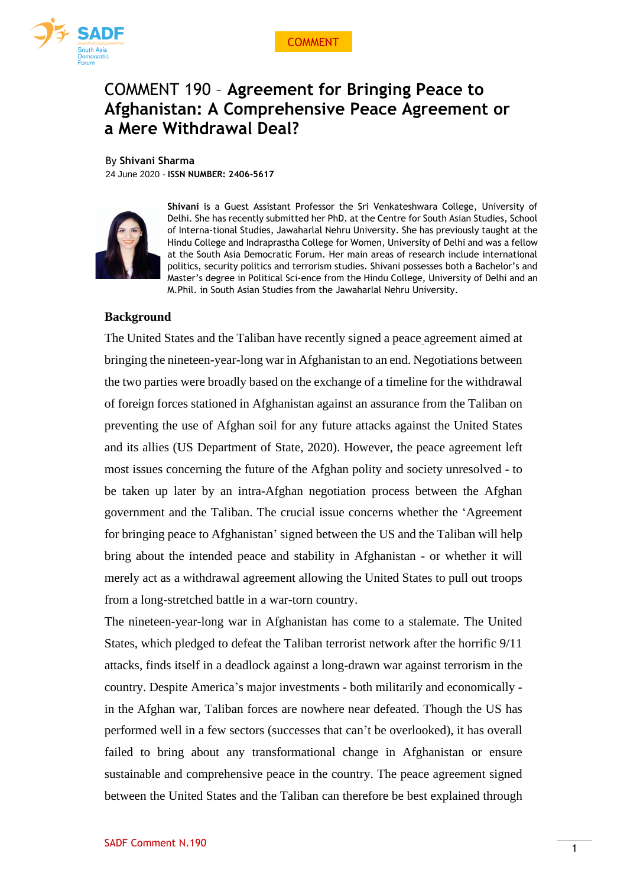COMMENT

# COMMENT 190 – **Agreement for Bringing Peace to Afghanistan: A Comprehensive Peace Agreement or a Mere Withdrawal Deal?**

By **Shivani Sharma**
24 June 2020 - **ISSN NUMBER: 2406-5617**

**Shivani** is a Guest Assistant Professor the Sri Venkateshwara College, University of Delhi. She has recently submitted her PhD. at the Centre for South Asian Studies, School of Interna-tional Studies, Jawaharlal Nehru University. She has previously taught at the Hindu College and Indraprastha College for Women, University of Delhi and was a fellow at the South Asia Democratic Forum. Her main areas of research include international politics, security politics and terrorism studies. Shivani possesses both a Bachelor's and Master's degree in Political Sci-ence from the Hindu College, University of Delhi and an M.Phil. in South Asian Studies from the Jawaharlal Nehru University.

## Background

The United States and the Taliban have recently signed a peace agreement aimed at bringing the nineteen-year-long war in Afghanistan to an end. Negotiations between the two parties were broadly based on the exchange of a timeline for the withdrawal of foreign forces stationed in Afghanistan against an assurance from the Taliban on preventing the use of Afghan soil for any future attacks against the United States and its allies (US Department of State, 2020). However, the peace agreement left most issues concerning the future of the Afghan polity and society unresolved - to be taken up later by an intra-Afghan negotiation process between the Afghan government and the Taliban. The crucial issue concerns whether the 'Agreement for bringing peace to Afghanistan' signed between the US and the Taliban will help bring about the intended peace and stability in Afghanistan - or whether it will merely act as a withdrawal agreement allowing the United States to pull out troops from a long-stretched battle in a war-torn country.

The nineteen-year-long war in Afghanistan has come to a stalemate. The United States, which pledged to defeat the Taliban terrorist network after the horrific 9/11 attacks, finds itself in a deadlock against a long-drawn war against terrorism in the country. Despite America's major investments - both militarily and economically - in the Afghan war, Taliban forces are nowhere near defeated. Though the US has performed well in a few sectors (successes that can't be overlooked), it has overall failed to bring about any transformational change in Afghanistan or ensure sustainable and comprehensive peace in the country. The peace agreement signed between the United States and the Taliban can therefore be best explained through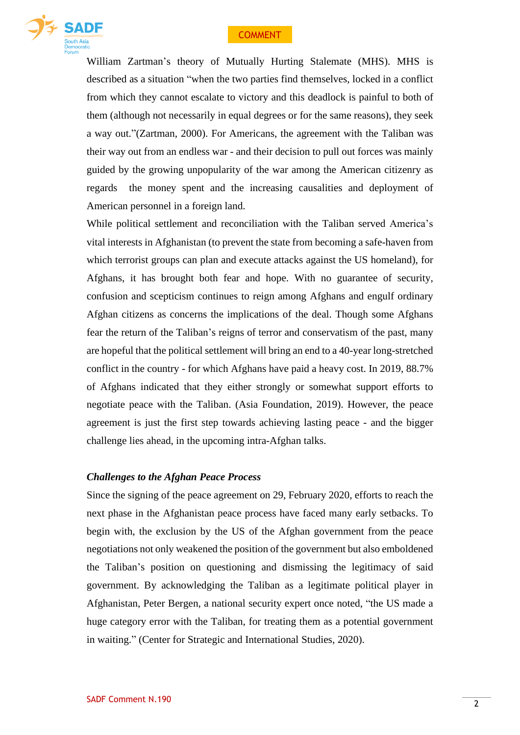William Zartman's theory of Mutually Hurting Stalemate (MHS). MHS is described as a situation "when the two parties find themselves, locked in a conflict from which they cannot escalate to victory and this deadlock is painful to both of them (although not necessarily in equal degrees or for the same reasons), they seek a way out."(Zartman, 2000). For Americans, the agreement with the Taliban was their way out from an endless war - and their decision to pull out forces was mainly guided by the growing unpopularity of the war among the American citizenry as regards the money spent and the increasing causalities and deployment of American personnel in a foreign land.

While political settlement and reconciliation with the Taliban served America's vital interests in Afghanistan (to prevent the state from becoming a safe-haven from which terrorist groups can plan and execute attacks against the US homeland), for Afghans, it has brought both fear and hope. With no guarantee of security, confusion and scepticism continues to reign among Afghans and engulf ordinary Afghan citizens as concerns the implications of the deal. Though some Afghans fear the return of the Taliban's reigns of terror and conservatism of the past, many are hopeful that the political settlement will bring an end to a 40-year long-stretched conflict in the country - for which Afghans have paid a heavy cost. In 2019, 88.7% of Afghans indicated that they either strongly or somewhat support efforts to negotiate peace with the Taliban. (Asia Foundation, 2019). However, the peace agreement is just the first step towards achieving lasting peace - and the bigger challenge lies ahead, in the upcoming intra-Afghan talks.

***Challenges to the Afghan Peace Process***

Since the signing of the peace agreement on 29, February 2020, efforts to reach the next phase in the Afghanistan peace process have faced many early setbacks. To begin with, the exclusion by the US of the Afghan government from the peace negotiations not only weakened the position of the government but also emboldened the Taliban's position on questioning and dismissing the legitimacy of said government. By acknowledging the Taliban as a legitimate political player in Afghanistan, Peter Bergen, a national security expert once noted, "the US made a huge category error with the Taliban, for treating them as a potential government in waiting." (Center for Strategic and International Studies, 2020).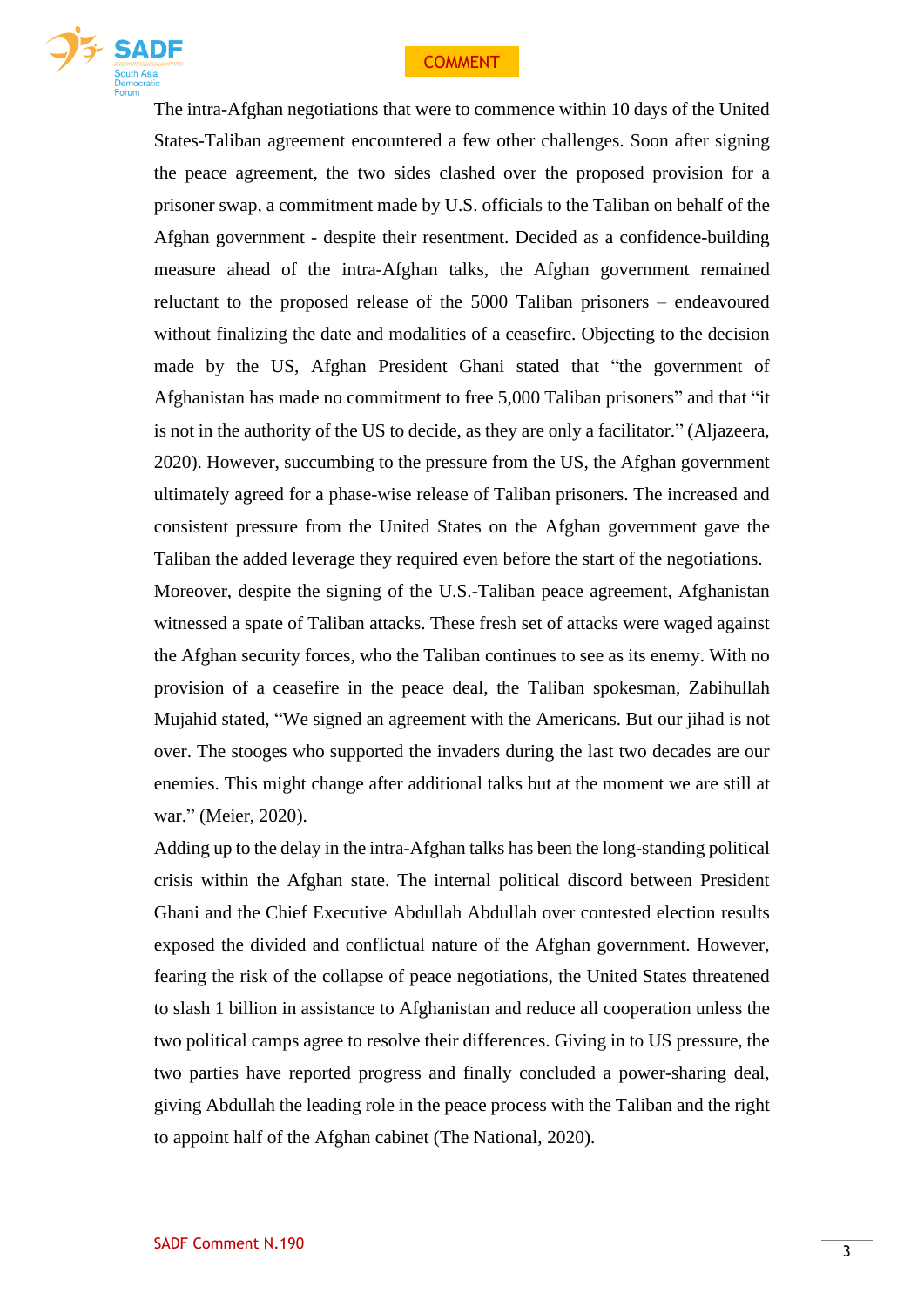The intra-Afghan negotiations that were to commence within 10 days of the United States-Taliban agreement encountered a few other challenges. Soon after signing the peace agreement, the two sides clashed over the proposed provision for a prisoner swap, a commitment made by U.S. officials to the Taliban on behalf of the Afghan government - despite their resentment. Decided as a confidence-building measure ahead of the intra-Afghan talks, the Afghan government remained reluctant to the proposed release of the 5000 Taliban prisoners – endeavoured without finalizing the date and modalities of a ceasefire. Objecting to the decision made by the US, Afghan President Ghani stated that "the government of Afghanistan has made no commitment to free 5,000 Taliban prisoners" and that "it is not in the authority of the US to decide, as they are only a facilitator." (Aljazeera, 2020). However, succumbing to the pressure from the US, the Afghan government ultimately agreed for a phase-wise release of Taliban prisoners. The increased and consistent pressure from the United States on the Afghan government gave the Taliban the added leverage they required even before the start of the negotiations.

Moreover, despite the signing of the U.S.-Taliban peace agreement, Afghanistan witnessed a spate of Taliban attacks. These fresh set of attacks were waged against the Afghan security forces, who the Taliban continues to see as its enemy. With no provision of a ceasefire in the peace deal, the Taliban spokesman, Zabihullah Mujahid stated, "We signed an agreement with the Americans. But our jihad is not over. The stooges who supported the invaders during the last two decades are our enemies. This might change after additional talks but at the moment we are still at war." (Meier, 2020).

Adding up to the delay in the intra-Afghan talks has been the long-standing political crisis within the Afghan state. The internal political discord between President Ghani and the Chief Executive Abdullah Abdullah over contested election results exposed the divided and conflictual nature of the Afghan government. However, fearing the risk of the collapse of peace negotiations, the United States threatened to slash 1 billion in assistance to Afghanistan and reduce all cooperation unless the two political camps agree to resolve their differences. Giving in to US pressure, the two parties have reported progress and finally concluded a power-sharing deal, giving Abdullah the leading role in the peace process with the Taliban and the right to appoint half of the Afghan cabinet (The National, 2020).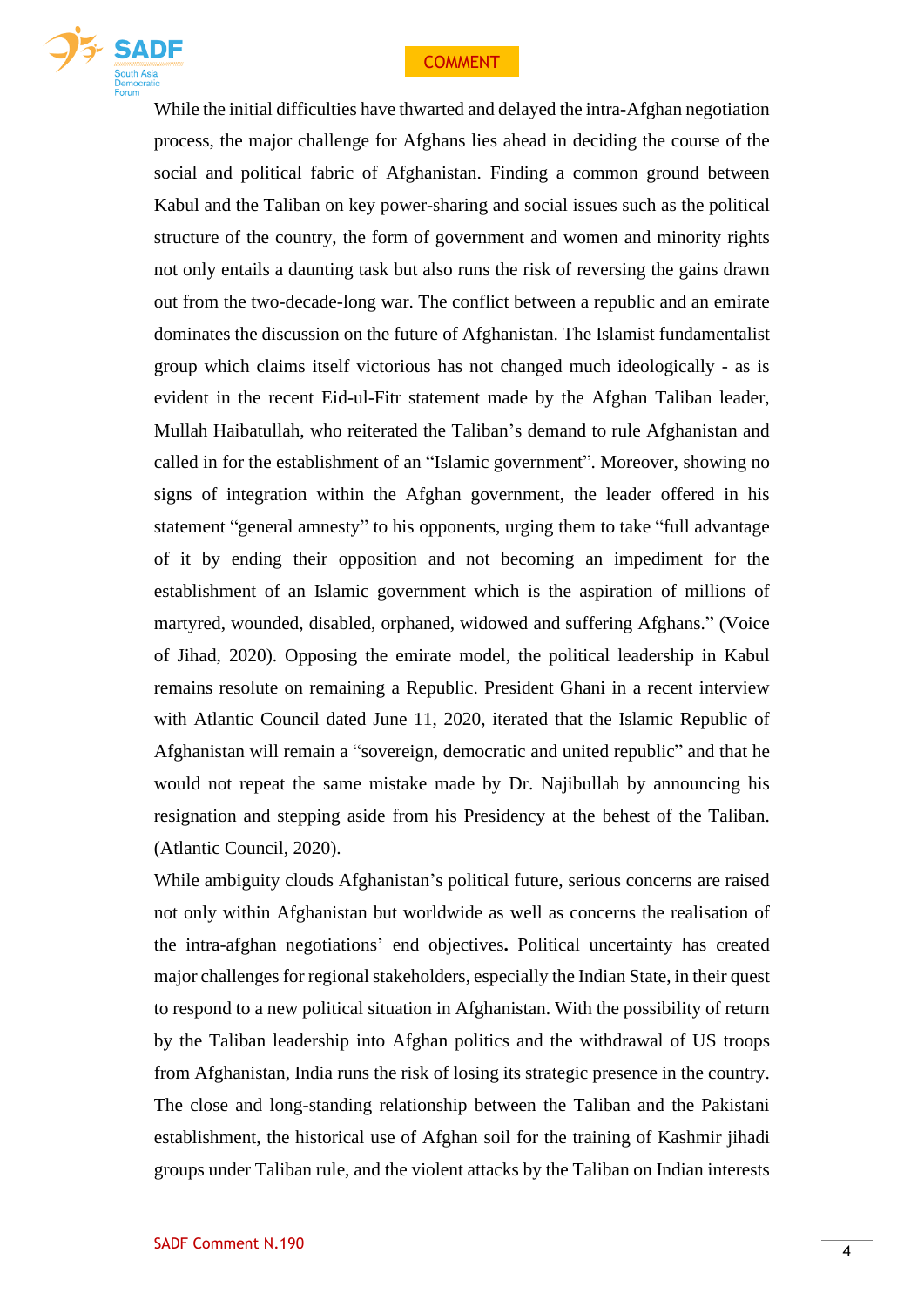While the initial difficulties have thwarted and delayed the intra-Afghan negotiation process, the major challenge for Afghans lies ahead in deciding the course of the social and political fabric of Afghanistan. Finding a common ground between Kabul and the Taliban on key power-sharing and social issues such as the political structure of the country, the form of government and women and minority rights not only entails a daunting task but also runs the risk of reversing the gains drawn out from the two-decade-long war. The conflict between a republic and an emirate dominates the discussion on the future of Afghanistan. The Islamist fundamentalist group which claims itself victorious has not changed much ideologically - as is evident in the recent Eid-ul-Fitr statement made by the Afghan Taliban leader, Mullah Haibatullah, who reiterated the Taliban's demand to rule Afghanistan and called in for the establishment of an "Islamic government". Moreover, showing no signs of integration within the Afghan government, the leader offered in his statement "general amnesty" to his opponents, urging them to take "full advantage of it by ending their opposition and not becoming an impediment for the establishment of an Islamic government which is the aspiration of millions of martyred, wounded, disabled, orphaned, widowed and suffering Afghans." (Voice of Jihad, 2020). Opposing the emirate model, the political leadership in Kabul remains resolute on remaining a Republic. President Ghani in a recent interview with Atlantic Council dated June 11, 2020, iterated that the Islamic Republic of Afghanistan will remain a "sovereign, democratic and united republic" and that he would not repeat the same mistake made by Dr. Najibullah by announcing his resignation and stepping aside from his Presidency at the behest of the Taliban. (Atlantic Council, 2020).

While ambiguity clouds Afghanistan's political future, serious concerns are raised not only within Afghanistan but worldwide as well as concerns the realisation of the intra-afghan negotiations' end objectives**.** Political uncertainty has created major challenges for regional stakeholders, especially the Indian State, in their quest to respond to a new political situation in Afghanistan. With the possibility of return by the Taliban leadership into Afghan politics and the withdrawal of US troops from Afghanistan, India runs the risk of losing its strategic presence in the country. The close and long-standing relationship between the Taliban and the Pakistani establishment, the historical use of Afghan soil for the training of Kashmir jihadi groups under Taliban rule, and the violent attacks by the Taliban on Indian interests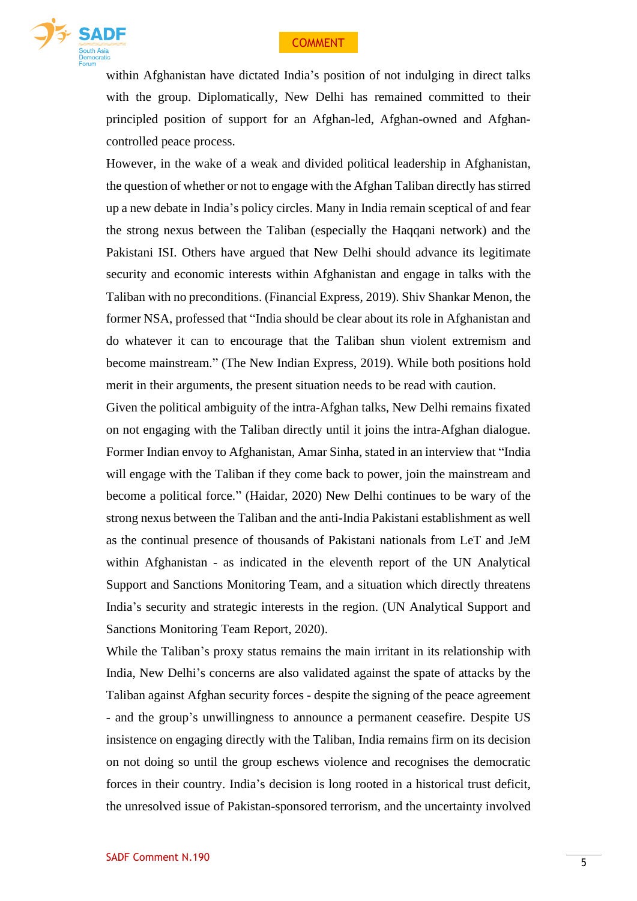within Afghanistan have dictated India's position of not indulging in direct talks with the group. Diplomatically, New Delhi has remained committed to their principled position of support for an Afghan-led, Afghan-owned and Afghan-controlled peace process.

However, in the wake of a weak and divided political leadership in Afghanistan, the question of whether or not to engage with the Afghan Taliban directly has stirred up a new debate in India's policy circles. Many in India remain sceptical of and fear the strong nexus between the Taliban (especially the Haqqani network) and the Pakistani ISI. Others have argued that New Delhi should advance its legitimate security and economic interests within Afghanistan and engage in talks with the Taliban with no preconditions. (Financial Express, 2019). Shiv Shankar Menon, the former NSA, professed that "India should be clear about its role in Afghanistan and do whatever it can to encourage that the Taliban shun violent extremism and become mainstream." (The New Indian Express, 2019). While both positions hold merit in their arguments, the present situation needs to be read with caution.

Given the political ambiguity of the intra-Afghan talks, New Delhi remains fixated on not engaging with the Taliban directly until it joins the intra-Afghan dialogue. Former Indian envoy to Afghanistan, Amar Sinha, stated in an interview that "India will engage with the Taliban if they come back to power, join the mainstream and become a political force." (Haidar, 2020) New Delhi continues to be wary of the strong nexus between the Taliban and the anti-India Pakistani establishment as well as the continual presence of thousands of Pakistani nationals from LeT and JeM within Afghanistan - as indicated in the eleventh report of the UN Analytical Support and Sanctions Monitoring Team, and a situation which directly threatens India's security and strategic interests in the region. (UN Analytical Support and Sanctions Monitoring Team Report, 2020).

While the Taliban's proxy status remains the main irritant in its relationship with India, New Delhi's concerns are also validated against the spate of attacks by the Taliban against Afghan security forces - despite the signing of the peace agreement - and the group's unwillingness to announce a permanent ceasefire. Despite US insistence on engaging directly with the Taliban, India remains firm on its decision on not doing so until the group eschews violence and recognises the democratic forces in their country. India's decision is long rooted in a historical trust deficit, the unresolved issue of Pakistan-sponsored terrorism, and the uncertainty involved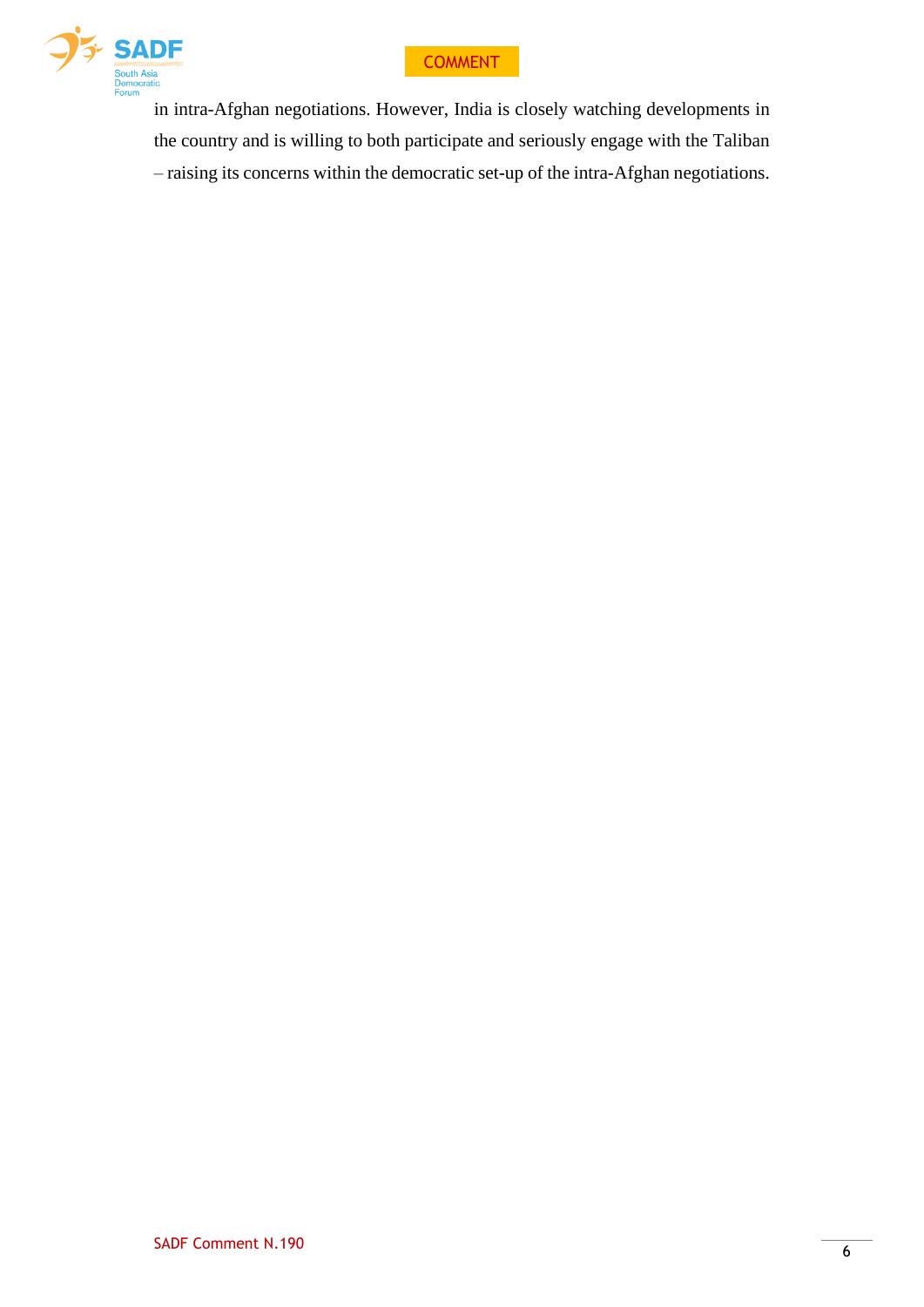in intra-Afghan negotiations. However, India is closely watching developments in the country and is willing to both participate and seriously engage with the Taliban – raising its concerns within the democratic set-up of the intra-Afghan negotiations.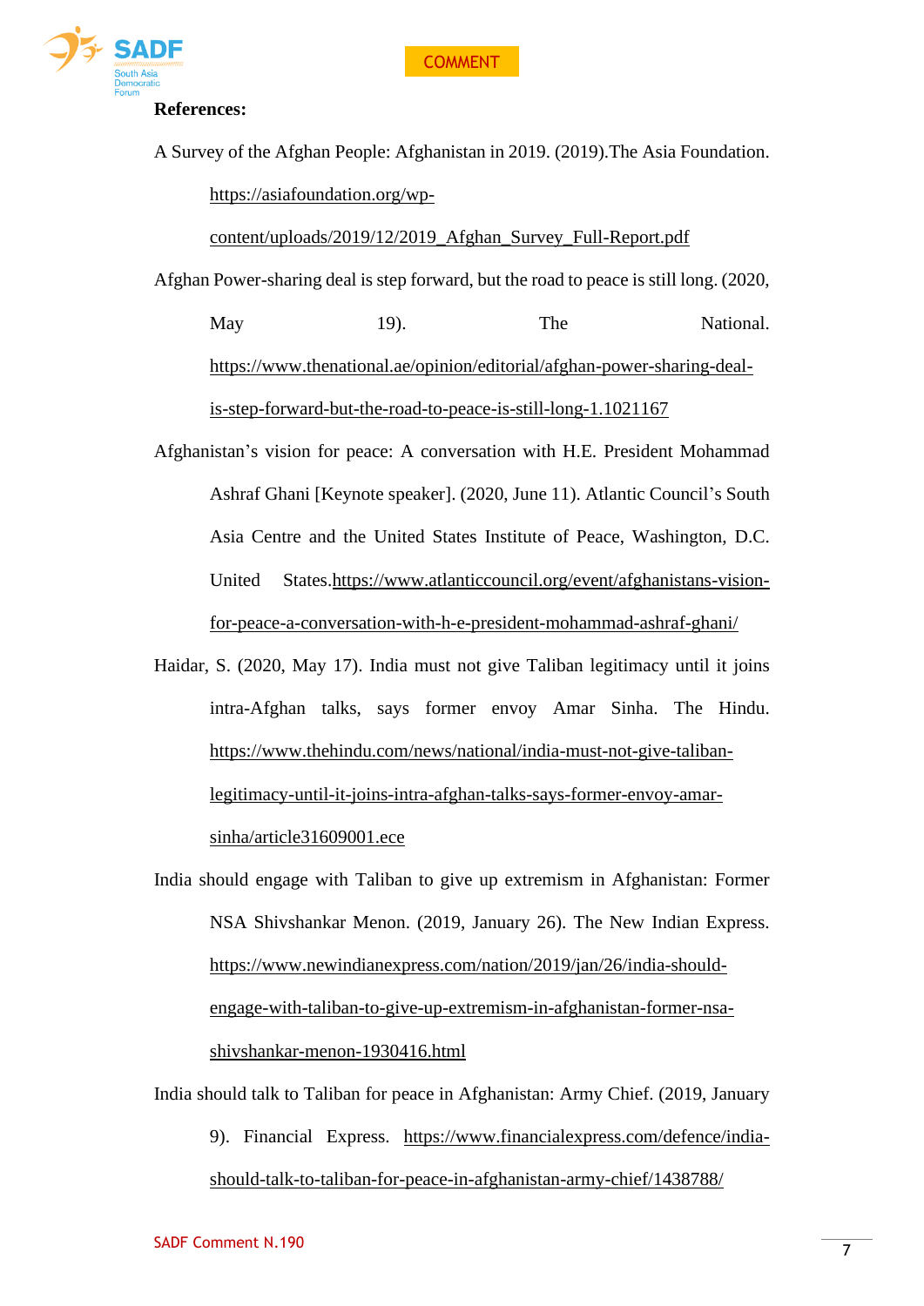**References:**

A Survey of the Afghan People: Afghanistan in 2019. (2019).The Asia Foundation. https://asiafoundation.org/wp-content/uploads/2019/12/2019_Afghan_Survey_Full-Report.pdf

Afghan Power-sharing deal is step forward, but the road to peace is still long. (2020, May 19). The National. https://www.thenational.ae/opinion/editorial/afghan-power-sharing-deal-is-step-forward-but-the-road-to-peace-is-still-long-1.1021167

Afghanistan's vision for peace: A conversation with H.E. President Mohammad Ashraf Ghani [Keynote speaker]. (2020, June 11). Atlantic Council's South Asia Centre and the United States Institute of Peace, Washington, D.C. United States.https://www.atlanticcouncil.org/event/afghanistans-vision-for-peace-a-conversation-with-h-e-president-mohammad-ashraf-ghani/

Haidar, S. (2020, May 17). India must not give Taliban legitimacy until it joins intra-Afghan talks, says former envoy Amar Sinha. The Hindu. https://www.thehindu.com/news/national/india-must-not-give-taliban-legitimacy-until-it-joins-intra-afghan-talks-says-former-envoy-amar-sinha/article31609001.ece

India should engage with Taliban to give up extremism in Afghanistan: Former NSA Shivshankar Menon. (2019, January 26). The New Indian Express. https://www.newindianexpress.com/nation/2019/jan/26/india-should-engage-with-taliban-to-give-up-extremism-in-afghanistan-former-nsa-shivshankar-menon-1930416.html

India should talk to Taliban for peace in Afghanistan: Army Chief. (2019, January 9). Financial Express. https://www.financialexpress.com/defence/india-should-talk-to-taliban-for-peace-in-afghanistan-army-chief/1438788/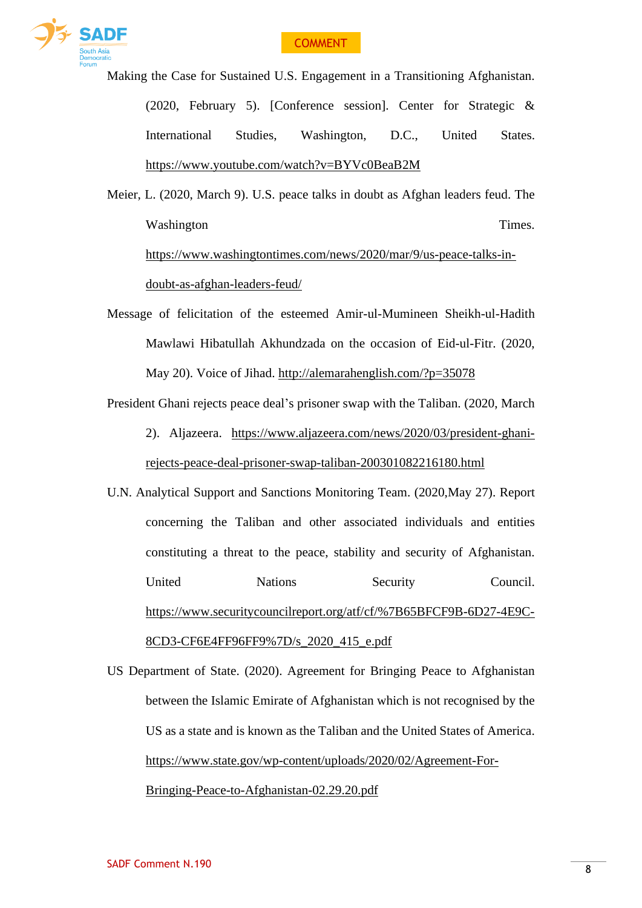Making the Case for Sustained U.S. Engagement in a Transitioning Afghanistan. (2020, February 5). [Conference session]. Center for Strategic & International Studies, Washington, D.C., United States. https://www.youtube.com/watch?v=BYVc0BeaB2M

Meier, L. (2020, March 9). U.S. peace talks in doubt as Afghan leaders feud. The Washington Times. https://www.washingtontimes.com/news/2020/mar/9/us-peace-talks-in-doubt-as-afghan-leaders-feud/

Message of felicitation of the esteemed Amir-ul-Mumineen Sheikh-ul-Hadith Mawlawi Hibatullah Akhundzada on the occasion of Eid-ul-Fitr. (2020, May 20). Voice of Jihad. http://alemarahenglish.com/?p=35078

President Ghani rejects peace deal's prisoner swap with the Taliban. (2020, March 2). Aljazeera. https://www.aljazeera.com/news/2020/03/president-ghani-rejects-peace-deal-prisoner-swap-taliban-200301082216180.html

U.N. Analytical Support and Sanctions Monitoring Team. (2020,May 27). Report concerning the Taliban and other associated individuals and entities constituting a threat to the peace, stability and security of Afghanistan. United Nations Security Council. https://www.securitycouncilreport.org/atf/cf/%7B65BFCF9B-6D27-4E9C-8CD3-CF6E4FF96FF9%7D/s_2020_415_e.pdf

US Department of State. (2020). Agreement for Bringing Peace to Afghanistan between the Islamic Emirate of Afghanistan which is not recognised by the US as a state and is known as the Taliban and the United States of America. https://www.state.gov/wp-content/uploads/2020/02/Agreement-For-Bringing-Peace-to-Afghanistan-02.29.20.pdf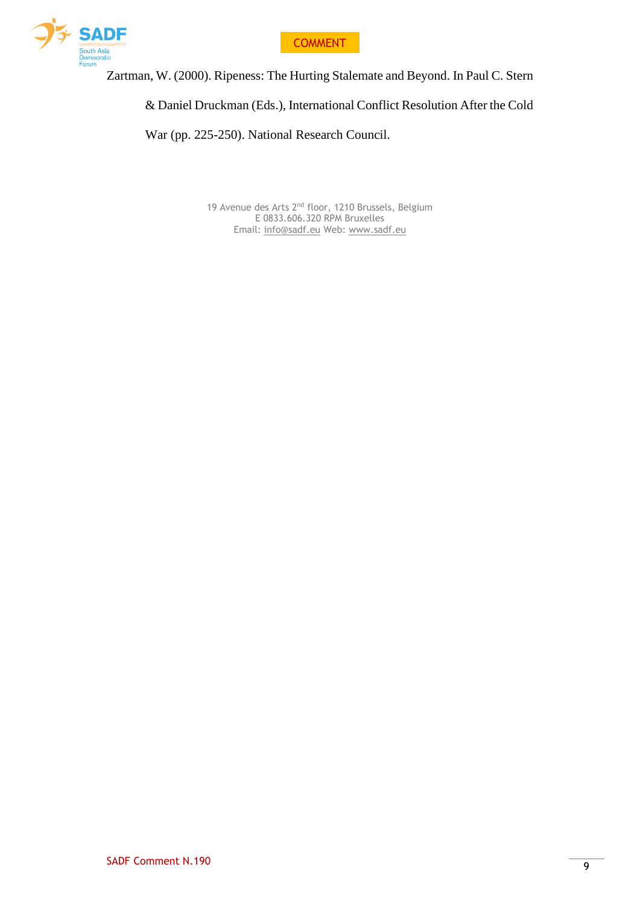Zartman, W. (2000). Ripeness: The Hurting Stalemate and Beyond. In Paul C. Stern & Daniel Druckman (Eds.), International Conflict Resolution After the Cold War (pp. 225-250). National Research Council.

19 Avenue des Arts 2nd floor, 1210 Brussels, Belgium
E 0833.606.320 RPM Bruxelles
Email: info@sadf.eu Web: www.sadf.eu